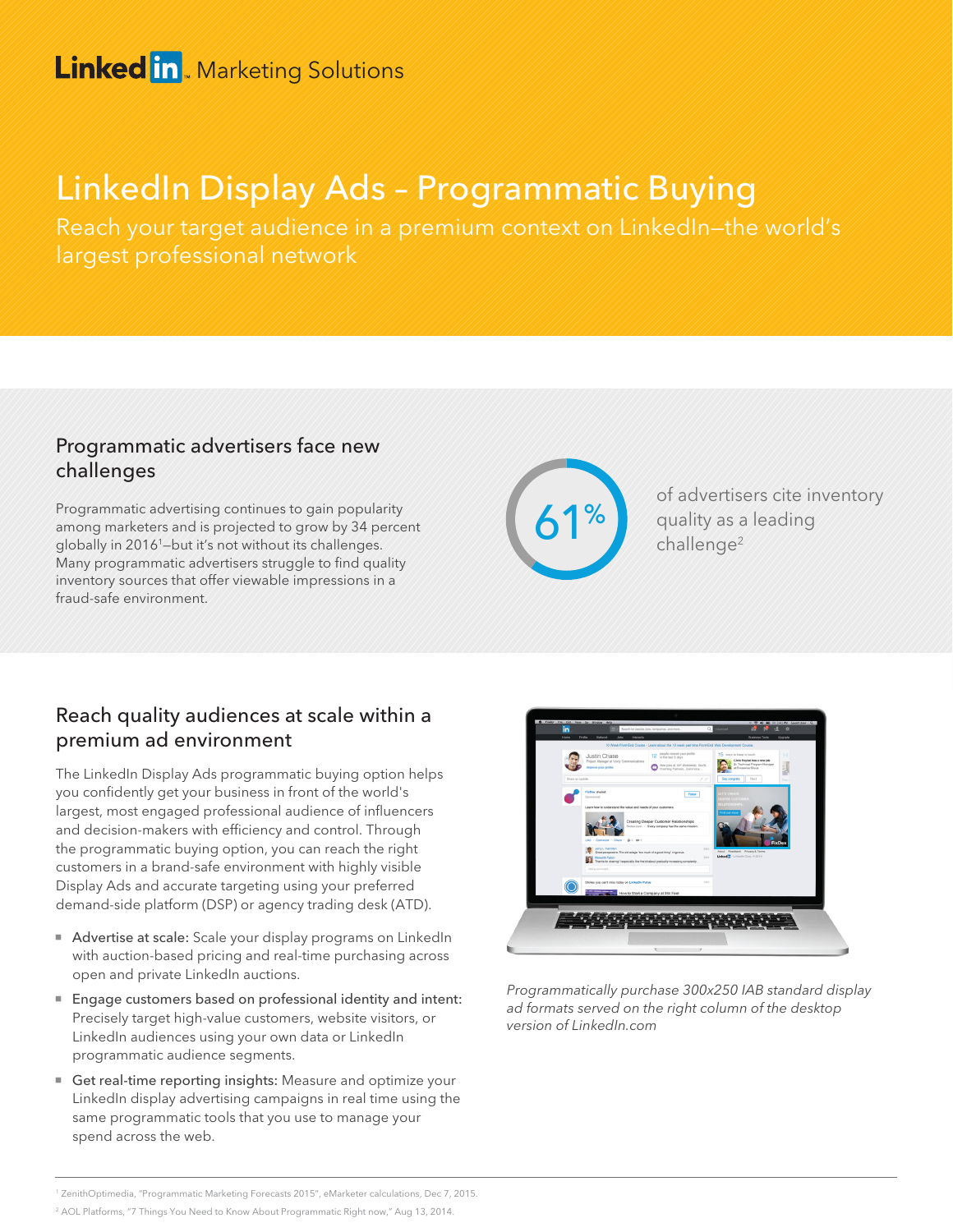LinkedIn Marketing Solutions

# LinkedIn Display Ads – Programmatic Buying

Reach your target audience in a premium context on LinkedIn—the world's largest professional network

## Programmatic advertisers face new challenges

Programmatic advertising continues to gain popularity among marketers and is projected to grow by 34 percent globally in 2016[1]—but it's not without its challenges. Many programmatic advertisers struggle to find quality inventory sources that offer viewable impressions in a fraud-safe environment.

**61%** of advertisers cite inventory quality as a leading challenge[2]

## Reach quality audiences at scale within a premium ad environment

The LinkedIn Display Ads programmatic buying option helps you confidently get your business in front of the world's largest, most engaged professional audience of influencers and decision-makers with efficiency and control. Through the programmatic buying option, you can reach the right customers in a brand-safe environment with highly visible Display Ads and accurate targeting using your preferred demand-side platform (DSP) or agency trading desk (ATD).

- **Advertise at scale:** Scale your display programs on LinkedIn with auction-based pricing and real-time purchasing across open and private LinkedIn auctions.
- **Engage customers based on professional identity and intent:** Precisely target high-value customers, website visitors, or LinkedIn audiences using your own data or LinkedIn programmatic audience segments.
- **Get real-time reporting insights:** Measure and optimize your LinkedIn display advertising campaigns in real time using the same programmatic tools that you use to manage your spend across the web.

*Programmatically purchase 300x250 IAB standard display ad formats served on the right column of the desktop version of LinkedIn.com*

---

[1] ZenithOptimedia, "Programmatic Marketing Forecasts 2015", eMarketer calculations, Dec 7, 2015.

[2] AOL Platforms, "7 Things You Need to Know About Programmatic Right now," Aug 13, 2014.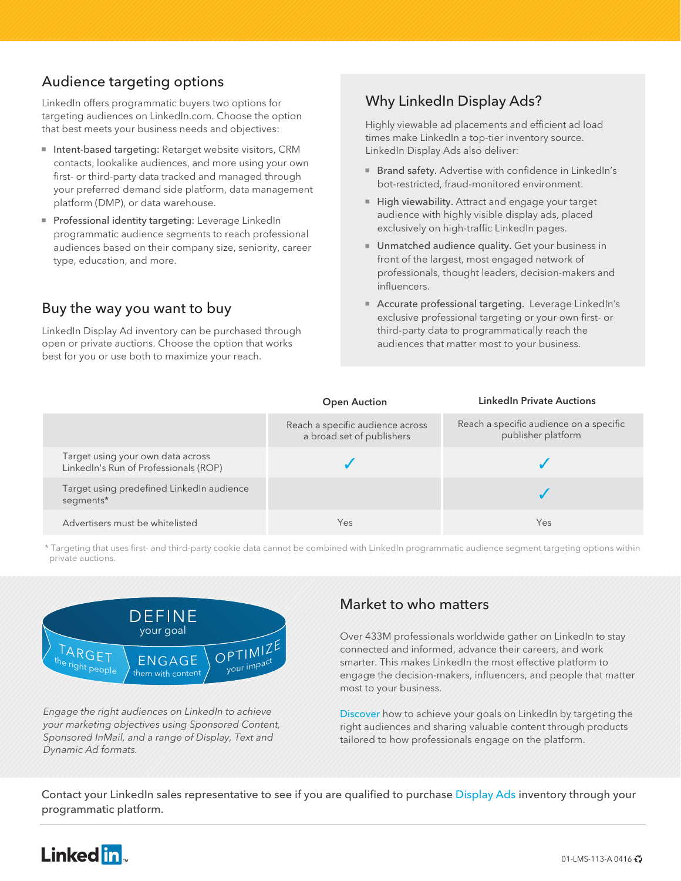## Audience targeting options

LinkedIn offers programmatic buyers two options for targeting audiences on LinkedIn.com. Choose the option that best meets your business needs and objectives:

- Intent-based targeting: Retarget website visitors, CRM contacts, lookalike audiences, and more using your own first- or third-party data tracked and managed through your preferred demand side platform, data management platform (DMP), or data warehouse.
- Professional identity targeting: Leverage LinkedIn programmatic audience segments to reach professional audiences based on their company size, seniority, career type, education, and more.

## Buy the way you want to buy

LinkedIn Display Ad inventory can be purchased through open or private auctions. Choose the option that works best for you or use both to maximize your reach.

## Why LinkedIn Display Ads?

Highly viewable ad placements and efficient ad load times make LinkedIn a top-tier inventory source. LinkedIn Display Ads also deliver:

- **Brand safety.** Advertise with confidence in LinkedIn's bot-restricted, fraud-monitored environment.
- **High viewability.** Attract and engage your target audience with highly visible display ads, placed exclusively on high-traffic LinkedIn pages.
- **Unmatched audience quality.** Get your business in front of the largest, most engaged network of professionals, thought leaders, decision-makers and influencers.
- **Accurate professional targeting.** Leverage LinkedIn's exclusive professional targeting or your own first- or third-party data to programmatically reach the audiences that matter most to your business.

| | Open Auction | LinkedIn Private Auctions |
|---|---|---|
| | Reach a specific audience across a broad set of publishers | Reach a specific audience on a specific publisher platform |
| Target using your own data across LinkedIn's Run of Professionals (ROP) | ✓ | ✓ |
| Target using predefined LinkedIn audience segments* | | ✓ |
| Advertisers must be whitelisted | Yes | Yes |

* Targeting that uses first- and third-party cookie data cannot be combined with LinkedIn programmatic audience segment targeting options within private auctions.

DEFINE your goal

TARGET the right people

ENGAGE them with content

OPTIMIZE your impact

*Engage the right audiences on LinkedIn to achieve your marketing objectives using Sponsored Content, Sponsored InMail, and a range of Display, Text and Dynamic Ad formats.*

## Market to who matters

Over 433M professionals worldwide gather on LinkedIn to stay connected and informed, advance their careers, and work smarter. This makes LinkedIn the most effective platform to engage the decision-makers, influencers, and people that matter most to your business.

Discover how to achieve your goals on LinkedIn by targeting the right audiences and sharing valuable content through products tailored to how professionals engage on the platform.

Contact your LinkedIn sales representative to see if you are qualified to purchase Display Ads inventory through your programmatic platform.

LinkedIn

01-LMS-113-A 0416